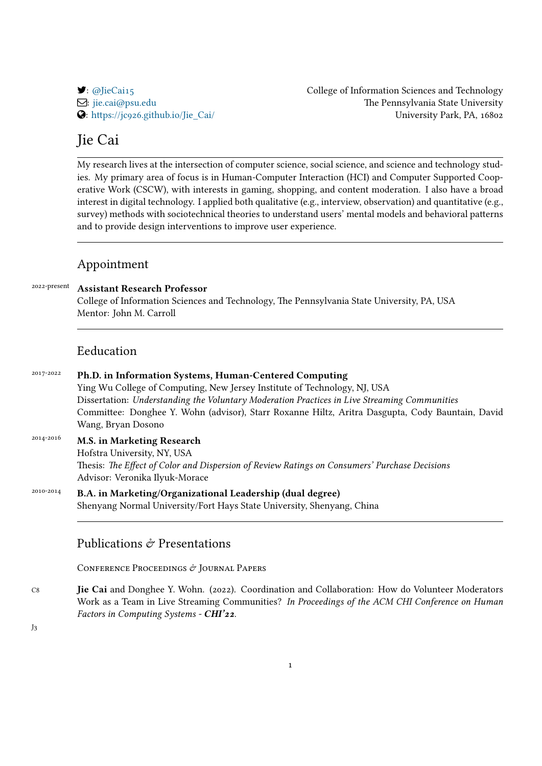Twitter: [@JieCai15](https://twitter.com/JieCai15)
Email: [jie.cai@psu.edu](mailto:jie.cai@psu.edu)
Web: [https://jc926.github.io/Jie_Cai/](https://jc926.github.io/Jie_Cai/)

College of Information Sciences and Technology
The Pennsylvania State University
University Park, PA, 16802

# Jie Cai

My research lives at the intersection of computer science, social science, and science and technology studies. My primary area of focus is in Human-Computer Interaction (HCI) and Computer Supported Cooperative Work (CSCW), with interests in gaming, shopping, and content moderation. I also have a broad interest in digital technology. I applied both qualitative (e.g., interview, observation) and quantitative (e.g., survey) methods with sociotechnical theories to understand users' mental models and behavioral patterns and to provide design interventions to improve user experience.

## Appointment

2022-present **Assistant Research Professor**
College of Information Sciences and Technology, The Pennsylvania State University, PA, USA
Mentor: John M. Carroll

## Eeducation

2017-2022 **Ph.D. in Information Systems, Human-Centered Computing**
Ying Wu College of Computing, New Jersey Institute of Technology, NJ, USA
Dissertation: *Understanding the Voluntary Moderation Practices in Live Streaming Communities*
Committee: Donghee Y. Wohn (advisor), Starr Roxanne Hiltz, Aritra Dasgupta, Cody Bauntain, David Wang, Bryan Dosono

2014-2016 **M.S. in Marketing Research**
Hofstra University, NY, USA
Thesis: *The Effect of Color and Dispersion of Review Ratings on Consumers' Purchase Decisions*
Advisor: Veronika Ilyuk-Morace

2010-2014 **B.A. in Marketing/Organizational Leadership (dual degree)**
Shenyang Normal University/Fort Hays State University, Shenyang, China

## Publications & Presentations

### Conference Proceedings & Journal Papers

C8 **Jie Cai** and Donghee Y. Wohn. (2022). Coordination and Collaboration: How do Volunteer Moderators Work as a Team in Live Streaming Communities? *In Proceedings of the ACM CHI Conference on Human Factors in Computing Systems - **CHI'22**.*

J3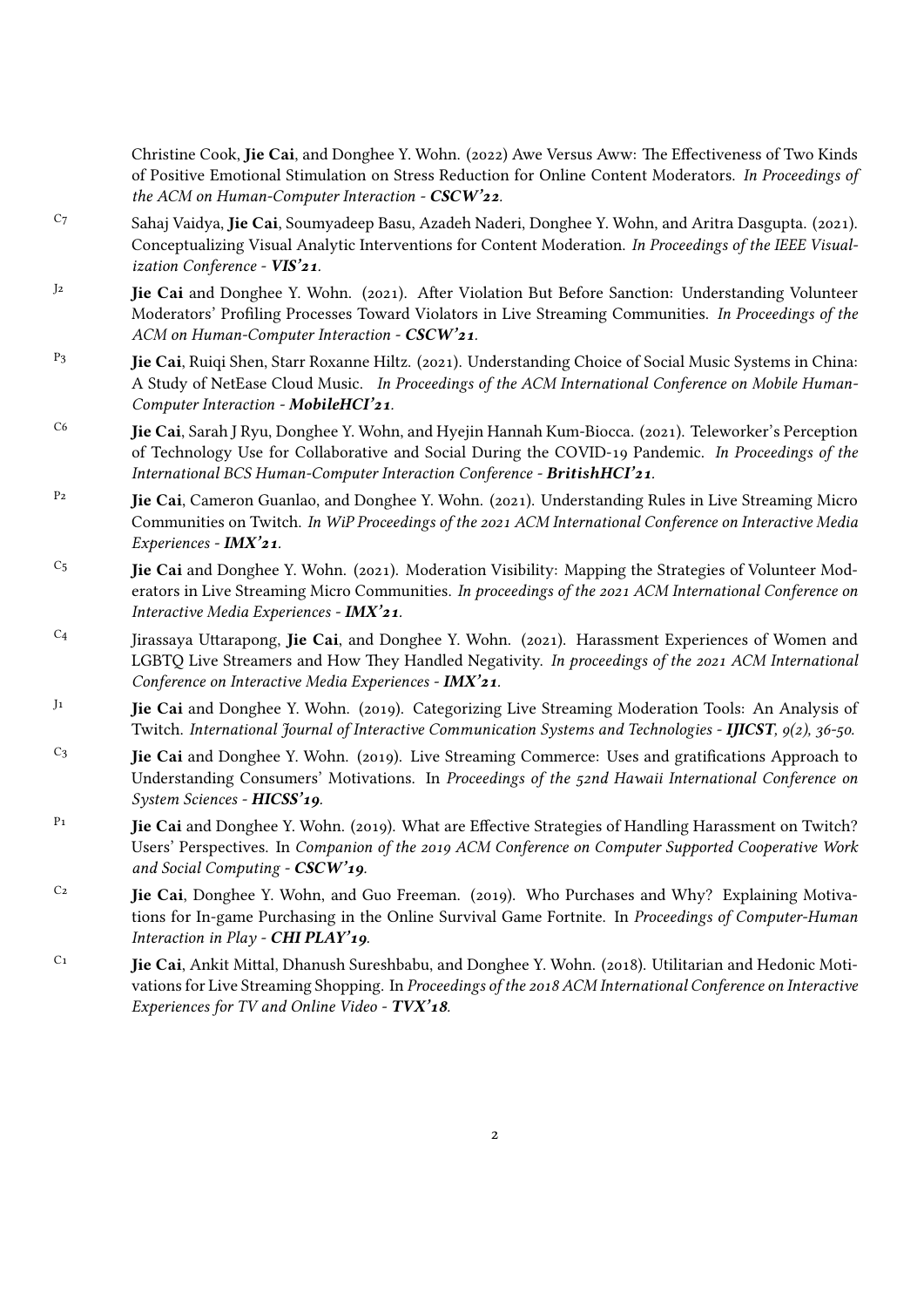Christine Cook, **Jie Cai**, and Donghee Y. Wohn. (2022) Awe Versus Aww: The Effectiveness of Two Kinds of Positive Emotional Stimulation on Stress Reduction for Online Content Moderators. *In Proceedings of the ACM on Human-Computer Interaction - **CSCW'22**.*

C7 Sahaj Vaidya, **Jie Cai**, Soumyadeep Basu, Azadeh Naderi, Donghee Y. Wohn, and Aritra Dasgupta. (2021). Conceptualizing Visual Analytic Interventions for Content Moderation. *In Proceedings of the IEEE Visualization Conference - **VIS'21**.*

J2 **Jie Cai** and Donghee Y. Wohn. (2021). After Violation But Before Sanction: Understanding Volunteer Moderators' Profiling Processes Toward Violators in Live Streaming Communities. *In Proceedings of the ACM on Human-Computer Interaction - **CSCW'21**.*

P3 **Jie Cai**, Ruiqi Shen, Starr Roxanne Hiltz. (2021). Understanding Choice of Social Music Systems in China: A Study of NetEase Cloud Music. *In Proceedings of the ACM International Conference on Mobile Human-Computer Interaction - **MobileHCI'21**.*

C6 **Jie Cai**, Sarah J Ryu, Donghee Y. Wohn, and Hyejin Hannah Kum-Biocca. (2021). Teleworker's Perception of Technology Use for Collaborative and Social During the COVID-19 Pandemic. *In Proceedings of the International BCS Human-Computer Interaction Conference - **BritishHCI'21**.*

P2 **Jie Cai**, Cameron Guanlao, and Donghee Y. Wohn. (2021). Understanding Rules in Live Streaming Micro Communities on Twitch. *In WiP Proceedings of the 2021 ACM International Conference on Interactive Media Experiences - **IMX'21**.*

C5 **Jie Cai** and Donghee Y. Wohn. (2021). Moderation Visibility: Mapping the Strategies of Volunteer Moderators in Live Streaming Micro Communities. *In proceedings of the 2021 ACM International Conference on Interactive Media Experiences - **IMX'21**.*

C4 Jirassaya Uttarapong, **Jie Cai**, and Donghee Y. Wohn. (2021). Harassment Experiences of Women and LGBTQ Live Streamers and How They Handled Negativity. *In proceedings of the 2021 ACM International Conference on Interactive Media Experiences - **IMX'21**.*

J1 **Jie Cai** and Donghee Y. Wohn. (2019). Categorizing Live Streaming Moderation Tools: An Analysis of Twitch. *International Journal of Interactive Communication Systems and Technologies - **IJICST**, 9(2), 36-50.*

C3 **Jie Cai** and Donghee Y. Wohn. (2019). Live Streaming Commerce: Uses and gratifications Approach to Understanding Consumers' Motivations. In *Proceedings of the 52nd Hawaii International Conference on System Sciences - **HICSS'19**.*

P1 **Jie Cai** and Donghee Y. Wohn. (2019). What are Effective Strategies of Handling Harassment on Twitch? Users' Perspectives. In *Companion of the 2019 ACM Conference on Computer Supported Cooperative Work and Social Computing - **CSCW'19**.*

C2 **Jie Cai**, Donghee Y. Wohn, and Guo Freeman. (2019). Who Purchases and Why? Explaining Motivations for In-game Purchasing in the Online Survival Game Fortnite. In *Proceedings of Computer-Human Interaction in Play - **CHI PLAY'19**.*

C1 **Jie Cai**, Ankit Mittal, Dhanush Sureshbabu, and Donghee Y. Wohn. (2018). Utilitarian and Hedonic Motivations for Live Streaming Shopping. In *Proceedings of the 2018 ACM International Conference on Interactive Experiences for TV and Online Video - **TVX'18**.*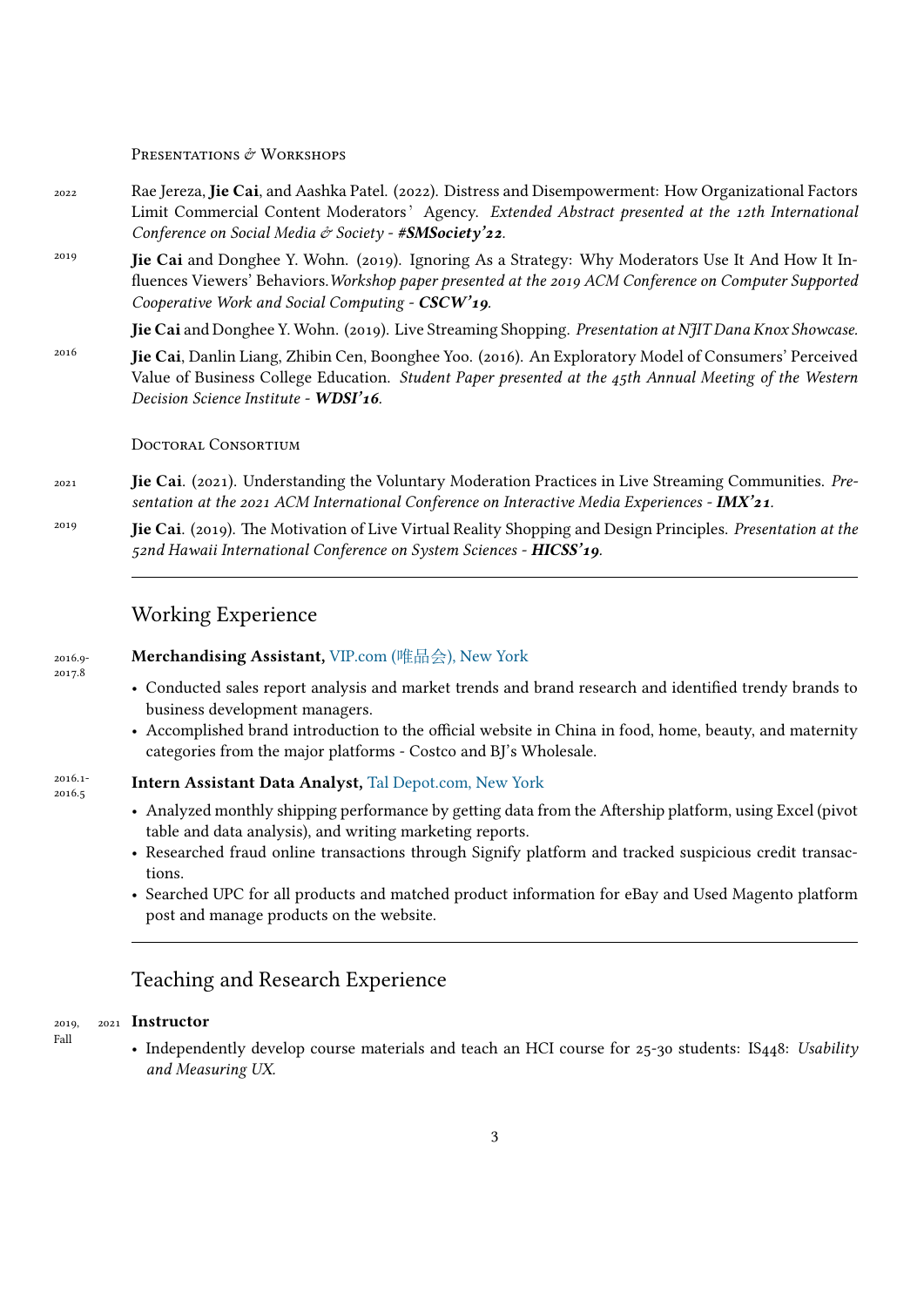### Presentations & Workshops

2022 — Rae Jereza, **Jie Cai**, and Aashka Patel. (2022). Distress and Disempowerment: How Organizational Factors Limit Commercial Content Moderators' Agency. *Extended Abstract presented at the 12th International Conference on Social Media & Society - **#SMSociety'22***.

2019 — **Jie Cai** and Donghee Y. Wohn. (2019). Ignoring As a Strategy: Why Moderators Use It And How It Influences Viewers' Behaviors. *Workshop paper presented at the 2019 ACM Conference on Computer Supported Cooperative Work and Social Computing - **CSCW'19***.

**Jie Cai** and Donghee Y. Wohn. (2019). Live Streaming Shopping. *Presentation at NJIT Dana Knox Showcase.*

2016 — **Jie Cai**, Danlin Liang, Zhibin Cen, Boonghee Yoo. (2016). An Exploratory Model of Consumers' Perceived Value of Business College Education. *Student Paper presented at the 45th Annual Meeting of the Western Decision Science Institute - **WDSI'16***.

### Doctoral Consortium

2021 — **Jie Cai**. (2021). Understanding the Voluntary Moderation Practices in Live Streaming Communities. *Presentation at the 2021 ACM International Conference on Interactive Media Experiences - **IMX'21***.

2019 — **Jie Cai**. (2019). The Motivation of Live Virtual Reality Shopping and Design Principles. *Presentation at the 52nd Hawaii International Conference on System Sciences - **HICSS'19***.

---

## Working Experience

2016.9-2017.8 — **Merchandising Assistant,** VIP.com (唯品会), New York

- Conducted sales report analysis and market trends and brand research and identified trendy brands to business development managers.
- Accomplished brand introduction to the official website in China in food, home, beauty, and maternity categories from the major platforms - Costco and BJ's Wholesale.

2016.1-2016.5 — **Intern Assistant Data Analyst,** Tal Depot.com, New York

- Analyzed monthly shipping performance by getting data from the Aftership platform, using Excel (pivot table and data analysis), and writing marketing reports.
- Researched fraud online transactions through Signify platform and tracked suspicious credit transactions.
- Searched UPC for all products and matched product information for eBay and Used Magento platform post and manage products on the website.

---

## Teaching and Research Experience

2019, 2021 Fall — **Instructor**

- Independently develop course materials and teach an HCI course for 25-30 students: IS448: *Usability and Measuring UX.*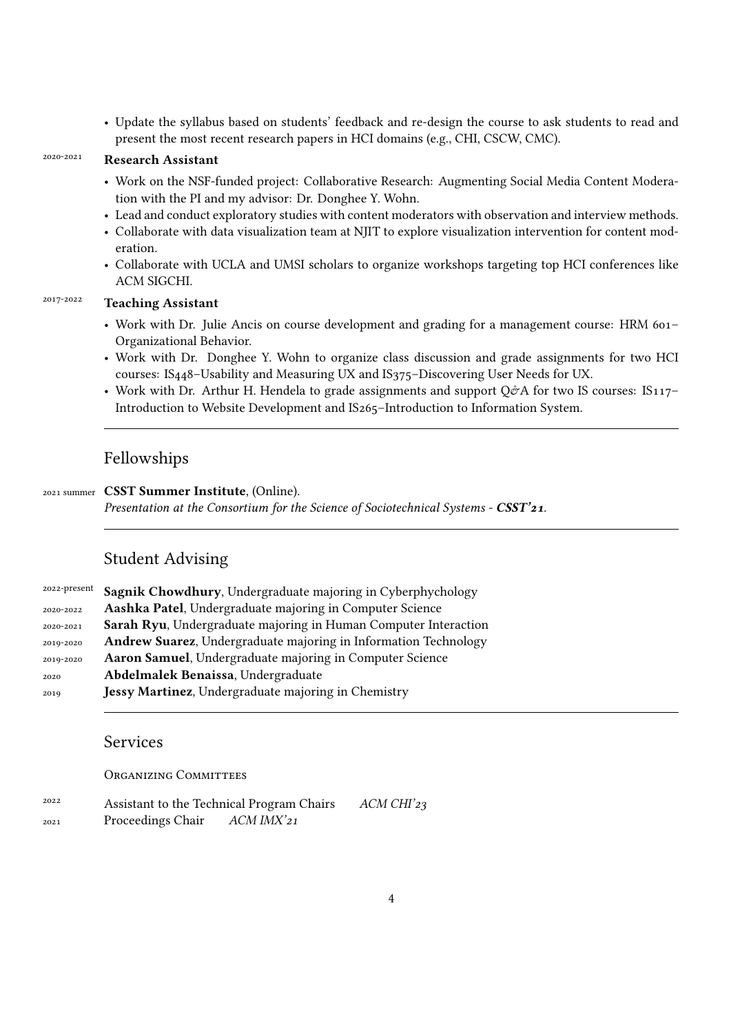- Update the syllabus based on students' feedback and re-design the course to ask students to read and present the most recent research papers in HCI domains (e.g., CHI, CSCW, CMC).

2020-2021 **Research Assistant**

- Work on the NSF-funded project: Collaborative Research: Augmenting Social Media Content Moderation with the PI and my advisor: Dr. Donghee Y. Wohn.
- Lead and conduct exploratory studies with content moderators with observation and interview methods.
- Collaborate with data visualization team at NJIT to explore visualization intervention for content moderation.
- Collaborate with UCLA and UMSI scholars to organize workshops targeting top HCI conferences like ACM SIGCHI.

2017-2022 **Teaching Assistant**

- Work with Dr. Julie Ancis on course development and grading for a management course: HRM 601–Organizational Behavior.
- Work with Dr. Donghee Y. Wohn to organize class discussion and grade assignments for two HCI courses: IS448–Usability and Measuring UX and IS375–Discovering User Needs for UX.
- Work with Dr. Arthur H. Hendela to grade assignments and support Q&A for two IS courses: IS117–Introduction to Website Development and IS265–Introduction to Information System.

## Fellowships

2021 summer **CSST Summer Institute**, (Online).
*Presentation at the Consortium for the Science of Sociotechnical Systems - **CSST'21**.*

## Student Advising

2022-present **Sagnik Chowdhury**, Undergraduate majoring in Cyberphychology
2020-2022 **Aashka Patel**, Undergraduate majoring in Computer Science
2020-2021 **Sarah Ryu**, Undergraduate majoring in Human Computer Interaction
2019-2020 **Andrew Suarez**, Undergraduate majoring in Information Technology
2019-2020 **Aaron Samuel**, Undergraduate majoring in Computer Science
2020 **Abdelmalek Benaissa**, Undergraduate
2019 **Jessy Martinez**, Undergraduate majoring in Chemistry

## Services

### Organizing Committees

2022 Assistant to the Technical Program Chairs *ACM CHI'23*
2021 Proceedings Chair *ACM IMX'21*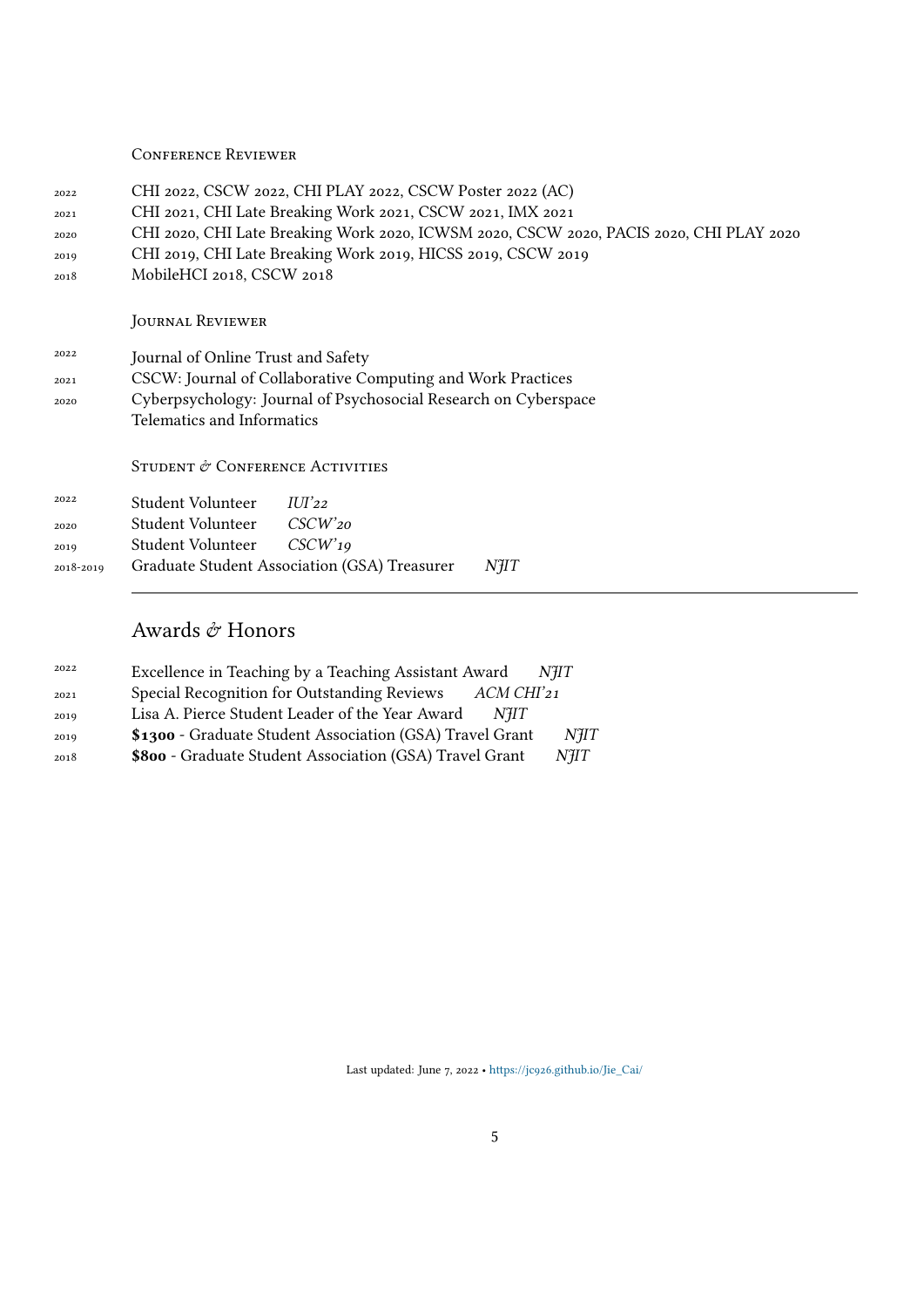### Conference Reviewer

2022 CHI 2022, CSCW 2022, CHI PLAY 2022, CSCW Poster 2022 (AC)
2021 CHI 2021, CHI Late Breaking Work 2021, CSCW 2021, IMX 2021
2020 CHI 2020, CHI Late Breaking Work 2020, ICWSM 2020, CSCW 2020, PACIS 2020, CHI PLAY 2020
2019 CHI 2019, CHI Late Breaking Work 2019, HICSS 2019, CSCW 2019
2018 MobileHCI 2018, CSCW 2018

### Journal Reviewer

2022 Journal of Online Trust and Safety
2021 CSCW: Journal of Collaborative Computing and Work Practices
2020 Cyberpsychology: Journal of Psychosocial Research on Cyberspace
Telematics and Informatics

### Student & Conference Activities

2022 Student Volunteer *IUI'22*
2020 Student Volunteer *CSCW'20*
2019 Student Volunteer *CSCW'19*
2018-2019 Graduate Student Association (GSA) Treasurer *NJIT*

## Awards & Honors

2022 Excellence in Teaching by a Teaching Assistant Award *NJIT*
2021 Special Recognition for Outstanding Reviews *ACM CHI'21*
2019 Lisa A. Pierce Student Leader of the Year Award *NJIT*
2019 **$1300** - Graduate Student Association (GSA) Travel Grant *NJIT*
2018 **$800** - Graduate Student Association (GSA) Travel Grant *NJIT*

Last updated: June 7, 2022 • https://jc926.github.io/Jie_Cai/